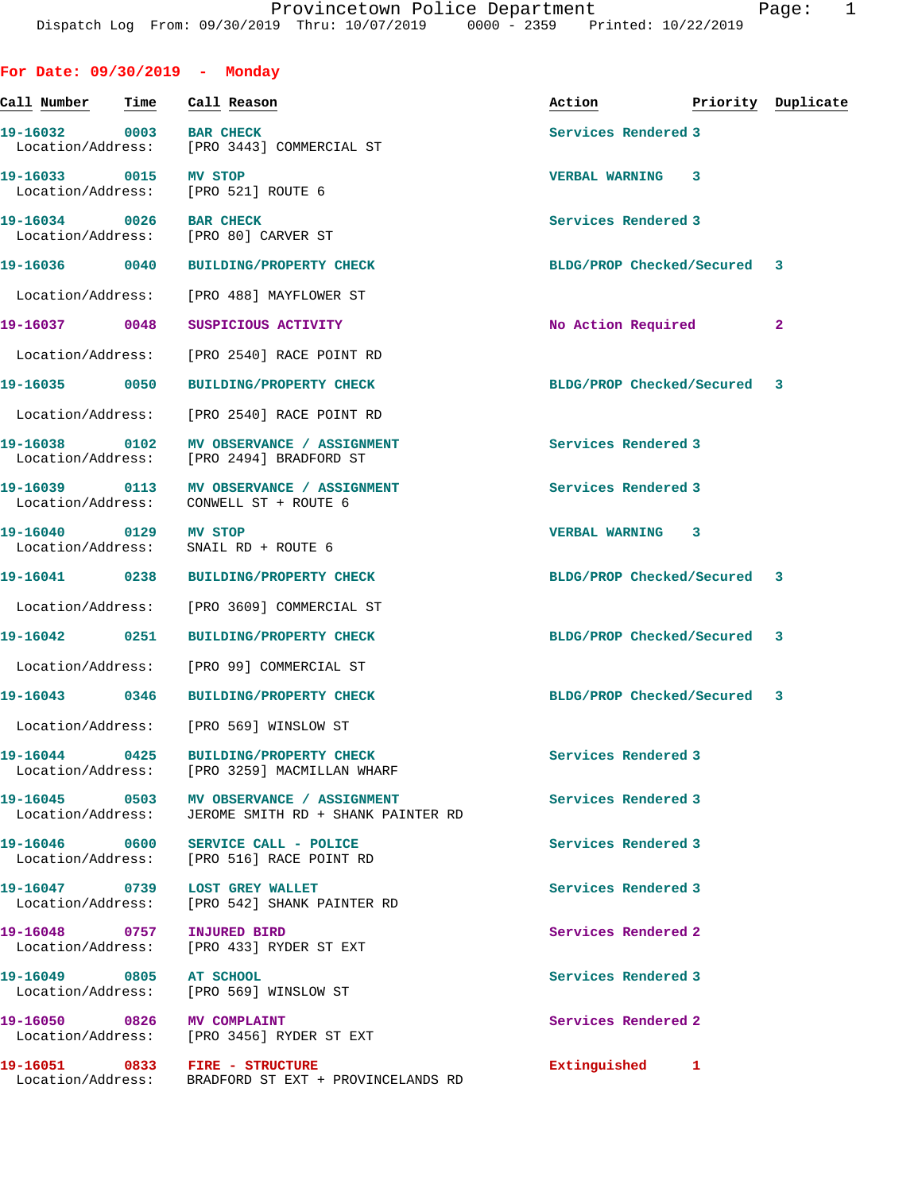# Provincetown Police Department

Dispatch Log From: 09/30/2019 Thru: 10/07/2019 0000 - 2359 Printed: 10/22/2019

## For Date: 09/30/2019 - Monday

| Call Number | Time | Call Reason | Action | Priority | Duplicate |
|---|---|---|---|---|---|
| 19-16032 | 0003 | BAR CHECK | Services Rendered | 3 | |
| Location/Address: | | [PRO 3443] COMMERCIAL ST | | | |
| 19-16033 | 0015 | MV STOP | VERBAL WARNING | 3 | |
| Location/Address: | | [PRO 521] ROUTE 6 | | | |
| 19-16034 | 0026 | BAR CHECK | Services Rendered | 3 | |
| Location/Address: | | [PRO 80] CARVER ST | | | |
| 19-16036 | 0040 | BUILDING/PROPERTY CHECK | BLDG/PROP Checked/Secured | 3 | |
| Location/Address: | | [PRO 488] MAYFLOWER ST | | | |
| 19-16037 | 0048 | SUSPICIOUS ACTIVITY | No Action Required | 2 | |
| Location/Address: | | [PRO 2540] RACE POINT RD | | | |
| 19-16035 | 0050 | BUILDING/PROPERTY CHECK | BLDG/PROP Checked/Secured | 3 | |
| Location/Address: | | [PRO 2540] RACE POINT RD | | | |
| 19-16038 | 0102 | MV OBSERVANCE / ASSIGNMENT | Services Rendered | 3 | |
| Location/Address: | | [PRO 2494] BRADFORD ST | | | |
| 19-16039 | 0113 | MV OBSERVANCE / ASSIGNMENT | Services Rendered | 3 | |
| Location/Address: | | CONWELL ST + ROUTE 6 | | | |
| 19-16040 | 0129 | MV STOP | VERBAL WARNING | 3 | |
| Location/Address: | | SNAIL RD + ROUTE 6 | | | |
| 19-16041 | 0238 | BUILDING/PROPERTY CHECK | BLDG/PROP Checked/Secured | 3 | |
| Location/Address: | | [PRO 3609] COMMERCIAL ST | | | |
| 19-16042 | 0251 | BUILDING/PROPERTY CHECK | BLDG/PROP Checked/Secured | 3 | |
| Location/Address: | | [PRO 99] COMMERCIAL ST | | | |
| 19-16043 | 0346 | BUILDING/PROPERTY CHECK | BLDG/PROP Checked/Secured | 3 | |
| Location/Address: | | [PRO 569] WINSLOW ST | | | |
| 19-16044 | 0425 | BUILDING/PROPERTY CHECK | Services Rendered | 3 | |
| Location/Address: | | [PRO 3259] MACMILLAN WHARF | | | |
| 19-16045 | 0503 | MV OBSERVANCE / ASSIGNMENT | Services Rendered | 3 | |
| Location/Address: | | JEROME SMITH RD + SHANK PAINTER RD | | | |
| 19-16046 | 0600 | SERVICE CALL - POLICE | Services Rendered | 3 | |
| Location/Address: | | [PRO 516] RACE POINT RD | | | |
| 19-16047 | 0739 | LOST GREY WALLET | Services Rendered | 3 | |
| Location/Address: | | [PRO 542] SHANK PAINTER RD | | | |
| 19-16048 | 0757 | INJURED BIRD | Services Rendered | 2 | |
| Location/Address: | | [PRO 433] RYDER ST EXT | | | |
| 19-16049 | 0805 | AT SCHOOL | Services Rendered | 3 | |
| Location/Address: | | [PRO 569] WINSLOW ST | | | |
| 19-16050 | 0826 | MV COMPLAINT | Services Rendered | 2 | |
| Location/Address: | | [PRO 3456] RYDER ST EXT | | | |
| 19-16051 | 0833 | FIRE - STRUCTURE | Extinguished | 1 | |
| Location/Address: | | BRADFORD ST EXT + PROVINCELANDS RD | | | |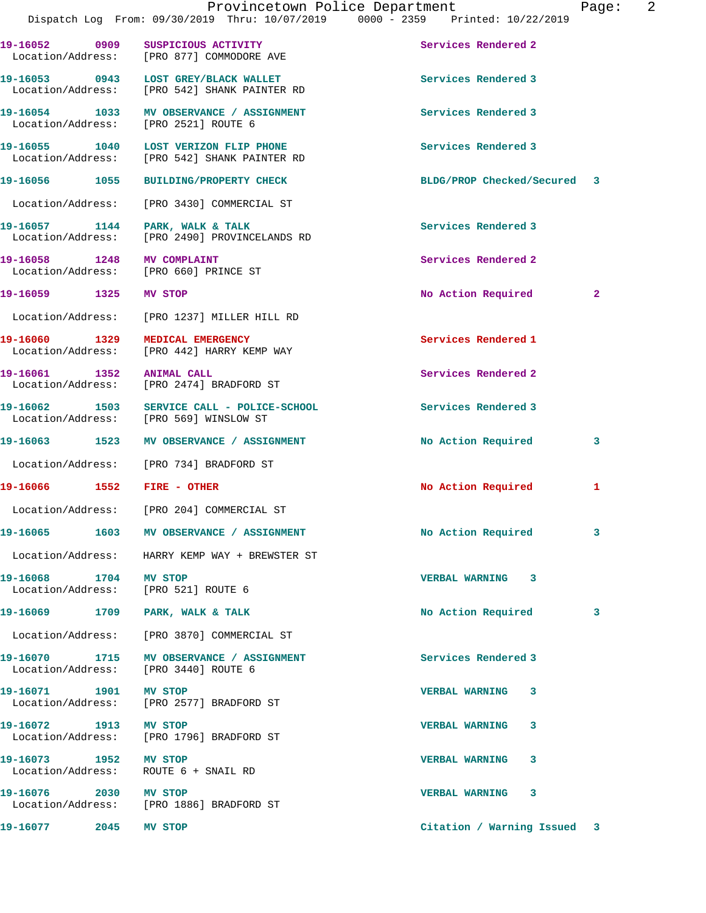Dispatch Log From: 09/30/2019 Thru: 10/07/2019 0000 - 2359 Printed: 10/22/2019

**19-16052 0909 SUSPICIOUS ACTIVITY** Services Rendered 2
Location/Address: [PRO 877] COMMODORE AVE

**19-16053 0943 LOST GREY/BLACK WALLET** Services Rendered 3
Location/Address: [PRO 542] SHANK PAINTER RD

**19-16054 1033 MV OBSERVANCE / ASSIGNMENT** Services Rendered 3
Location/Address: [PRO 2521] ROUTE 6

**19-16055 1040 LOST VERIZON FLIP PHONE** Services Rendered 3
Location/Address: [PRO 542] SHANK PAINTER RD

**19-16056 1055 BUILDING/PROPERTY CHECK** BLDG/PROP Checked/Secured 3
Location/Address: [PRO 3430] COMMERCIAL ST

**19-16057 1144 PARK, WALK & TALK** Services Rendered 3
Location/Address: [PRO 2490] PROVINCELANDS RD

**19-16058 1248 MV COMPLAINT** Services Rendered 2
Location/Address: [PRO 660] PRINCE ST

**19-16059 1325 MV STOP** No Action Required 2
Location/Address: [PRO 1237] MILLER HILL RD

**19-16060 1329 MEDICAL EMERGENCY** Services Rendered 1
Location/Address: [PRO 442] HARRY KEMP WAY

**19-16061 1352 ANIMAL CALL** Services Rendered 2
Location/Address: [PRO 2474] BRADFORD ST

**19-16062 1503 SERVICE CALL - POLICE-SCHOOL** Services Rendered 3
Location/Address: [PRO 569] WINSLOW ST

**19-16063 1523 MV OBSERVANCE / ASSIGNMENT** No Action Required 3
Location/Address: [PRO 734] BRADFORD ST

**19-16066 1552 FIRE - OTHER** No Action Required 1
Location/Address: [PRO 204] COMMERCIAL ST

**19-16065 1603 MV OBSERVANCE / ASSIGNMENT** No Action Required 3
Location/Address: HARRY KEMP WAY + BREWSTER ST

**19-16068 1704 MV STOP** VERBAL WARNING 3
Location/Address: [PRO 521] ROUTE 6

**19-16069 1709 PARK, WALK & TALK** No Action Required 3
Location/Address: [PRO 3870] COMMERCIAL ST

**19-16070 1715 MV OBSERVANCE / ASSIGNMENT** Services Rendered 3
Location/Address: [PRO 3440] ROUTE 6

**19-16071 1901 MV STOP** VERBAL WARNING 3
Location/Address: [PRO 2577] BRADFORD ST

**19-16072 1913 MV STOP** VERBAL WARNING 3
Location/Address: [PRO 1796] BRADFORD ST

**19-16073 1952 MV STOP** VERBAL WARNING 3
Location/Address: ROUTE 6 + SNAIL RD

**19-16076 2030 MV STOP** VERBAL WARNING 3
Location/Address: [PRO 1886] BRADFORD ST

**19-16077 2045 MV STOP** Citation / Warning Issued 3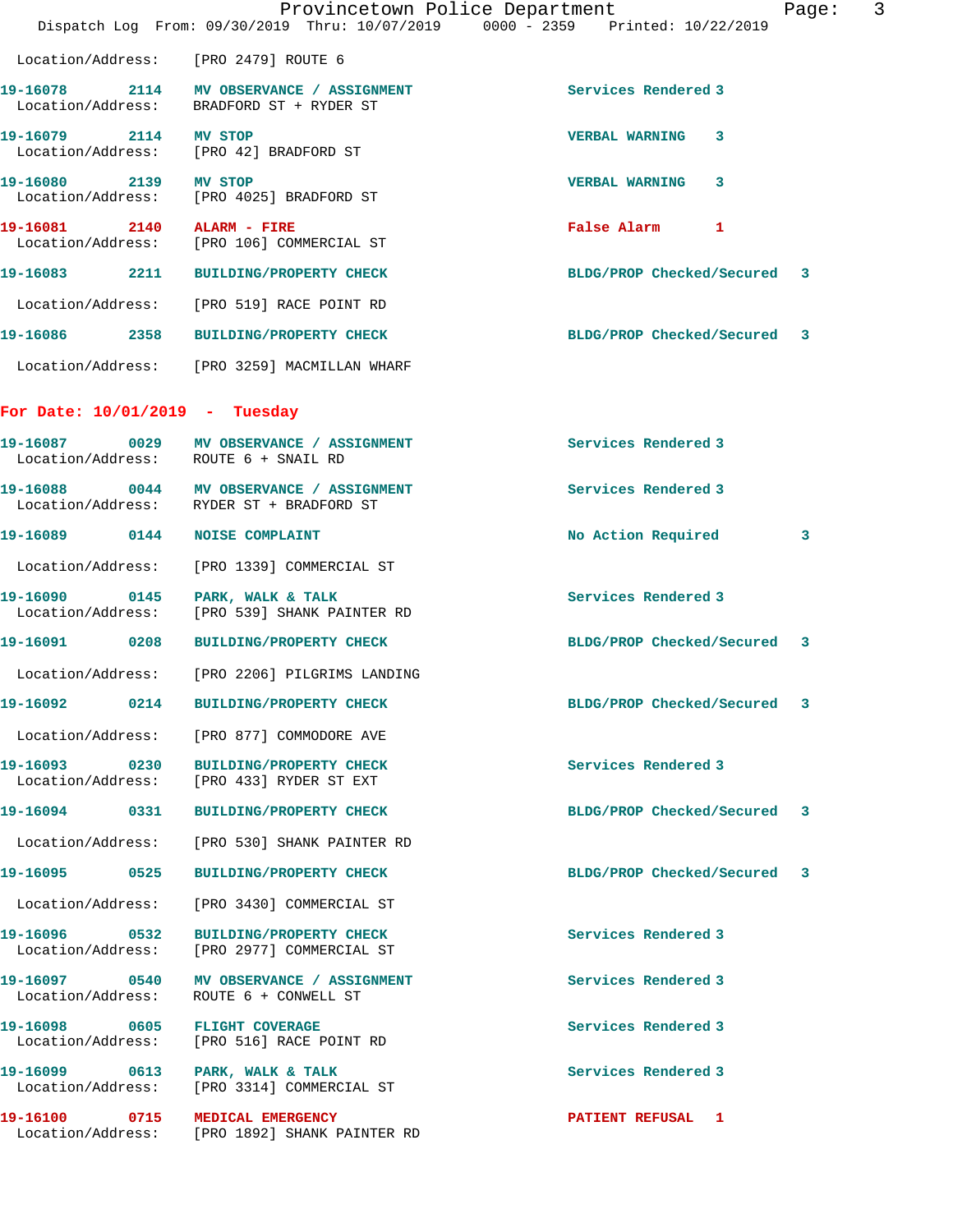Location/Address: [PRO 2479] ROUTE 6

**19-16078** 2114 **MV OBSERVANCE / ASSIGNMENT** Services Rendered 3
Location/Address: BRADFORD ST + RYDER ST

**19-16079** 2114 **MV STOP** VERBAL WARNING 3
Location/Address: [PRO 42] BRADFORD ST

**19-16080** 2139 **MV STOP** VERBAL WARNING 3
Location/Address: [PRO 4025] BRADFORD ST

**19-16081** 2140 **ALARM - FIRE** False Alarm 1
Location/Address: [PRO 106] COMMERCIAL ST

**19-16083** 2211 **BUILDING/PROPERTY CHECK** BLDG/PROP Checked/Secured 3
Location/Address: [PRO 519] RACE POINT RD

**19-16086** 2358 **BUILDING/PROPERTY CHECK** BLDG/PROP Checked/Secured 3
Location/Address: [PRO 3259] MACMILLAN WHARF

## For Date: 10/01/2019 - Tuesday

**19-16087** 0029 **MV OBSERVANCE / ASSIGNMENT** Services Rendered 3
Location/Address: ROUTE 6 + SNAIL RD

**19-16088** 0044 **MV OBSERVANCE / ASSIGNMENT** Services Rendered 3
Location/Address: RYDER ST + BRADFORD ST

**19-16089** 0144 **NOISE COMPLAINT** No Action Required 3
Location/Address: [PRO 1339] COMMERCIAL ST

**19-16090** 0145 **PARK, WALK & TALK** Services Rendered 3
Location/Address: [PRO 539] SHANK PAINTER RD

**19-16091** 0208 **BUILDING/PROPERTY CHECK** BLDG/PROP Checked/Secured 3
Location/Address: [PRO 2206] PILGRIMS LANDING

**19-16092** 0214 **BUILDING/PROPERTY CHECK** BLDG/PROP Checked/Secured 3
Location/Address: [PRO 877] COMMODORE AVE

**19-16093** 0230 **BUILDING/PROPERTY CHECK** Services Rendered 3
Location/Address: [PRO 433] RYDER ST EXT

**19-16094** 0331 **BUILDING/PROPERTY CHECK** BLDG/PROP Checked/Secured 3
Location/Address: [PRO 530] SHANK PAINTER RD

**19-16095** 0525 **BUILDING/PROPERTY CHECK** BLDG/PROP Checked/Secured 3
Location/Address: [PRO 3430] COMMERCIAL ST

**19-16096** 0532 **BUILDING/PROPERTY CHECK** Services Rendered 3
Location/Address: [PRO 2977] COMMERCIAL ST

**19-16097** 0540 **MV OBSERVANCE / ASSIGNMENT** Services Rendered 3
Location/Address: ROUTE 6 + CONWELL ST

**19-16098** 0605 **FLIGHT COVERAGE** Services Rendered 3
Location/Address: [PRO 516] RACE POINT RD

**19-16099** 0613 **PARK, WALK & TALK** Services Rendered 3
Location/Address: [PRO 3314] COMMERCIAL ST

**19-16100** 0715 **MEDICAL EMERGENCY** PATIENT REFUSAL 1
Location/Address: [PRO 1892] SHANK PAINTER RD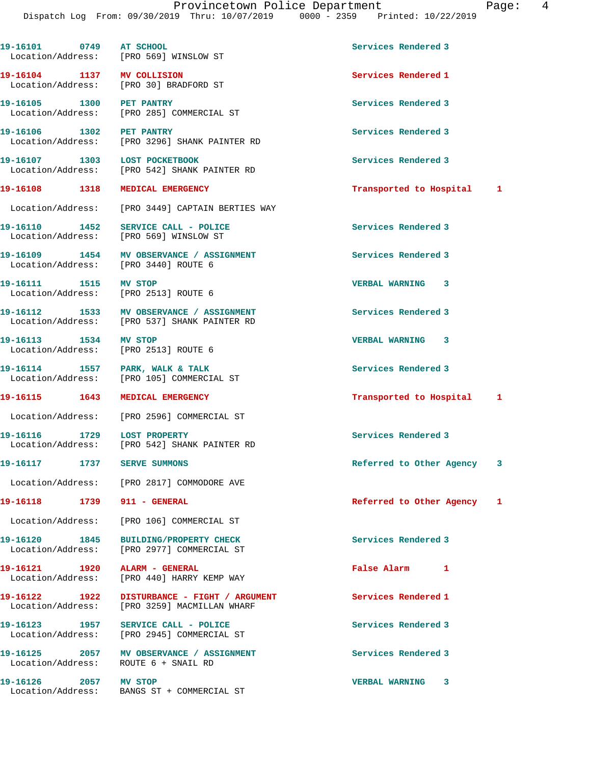| Call Number | Time | Call Reason | Action | Priority |
|---|---|---|---|---|
| 19-16101 | 0749 | AT SCHOOL | Services Rendered | 3 |
| Location/Address: | | [PRO 569] WINSLOW ST | | |
| 19-16104 | 1137 | MV COLLISION | Services Rendered | 1 |
| Location/Address: | | [PRO 30] BRADFORD ST | | |
| 19-16105 | 1300 | PET PANTRY | Services Rendered | 3 |
| Location/Address: | | [PRO 285] COMMERCIAL ST | | |
| 19-16106 | 1302 | PET PANTRY | Services Rendered | 3 |
| Location/Address: | | [PRO 3296] SHANK PAINTER RD | | |
| 19-16107 | 1303 | LOST POCKETBOOK | Services Rendered | 3 |
| Location/Address: | | [PRO 542] SHANK PAINTER RD | | |
| 19-16108 | 1318 | MEDICAL EMERGENCY | Transported to Hospital | 1 |
| Location/Address: | | [PRO 3449] CAPTAIN BERTIES WAY | | |
| 19-16110 | 1452 | SERVICE CALL - POLICE | Services Rendered | 3 |
| Location/Address: | | [PRO 569] WINSLOW ST | | |
| 19-16109 | 1454 | MV OBSERVANCE / ASSIGNMENT | Services Rendered | 3 |
| Location/Address: | | [PRO 3440] ROUTE 6 | | |
| 19-16111 | 1515 | MV STOP | VERBAL WARNING | 3 |
| Location/Address: | | [PRO 2513] ROUTE 6 | | |
| 19-16112 | 1533 | MV OBSERVANCE / ASSIGNMENT | Services Rendered | 3 |
| Location/Address: | | [PRO 537] SHANK PAINTER RD | | |
| 19-16113 | 1534 | MV STOP | VERBAL WARNING | 3 |
| Location/Address: | | [PRO 2513] ROUTE 6 | | |
| 19-16114 | 1557 | PARK, WALK & TALK | Services Rendered | 3 |
| Location/Address: | | [PRO 105] COMMERCIAL ST | | |
| 19-16115 | 1643 | MEDICAL EMERGENCY | Transported to Hospital | 1 |
| Location/Address: | | [PRO 2596] COMMERCIAL ST | | |
| 19-16116 | 1729 | LOST PROPERTY | Services Rendered | 3 |
| Location/Address: | | [PRO 542] SHANK PAINTER RD | | |
| 19-16117 | 1737 | SERVE SUMMONS | Referred to Other Agency | 3 |
| Location/Address: | | [PRO 2817] COMMODORE AVE | | |
| 19-16118 | 1739 | 911 - GENERAL | Referred to Other Agency | 1 |
| Location/Address: | | [PRO 106] COMMERCIAL ST | | |
| 19-16120 | 1845 | BUILDING/PROPERTY CHECK | Services Rendered | 3 |
| Location/Address: | | [PRO 2977] COMMERCIAL ST | | |
| 19-16121 | 1920 | ALARM - GENERAL | False Alarm | 1 |
| Location/Address: | | [PRO 440] HARRY KEMP WAY | | |
| 19-16122 | 1922 | DISTURBANCE - FIGHT / ARGUMENT | Services Rendered | 1 |
| Location/Address: | | [PRO 3259] MACMILLAN WHARF | | |
| 19-16123 | 1957 | SERVICE CALL - POLICE | Services Rendered | 3 |
| Location/Address: | | [PRO 2945] COMMERCIAL ST | | |
| 19-16125 | 2057 | MV OBSERVANCE / ASSIGNMENT | Services Rendered | 3 |
| Location/Address: | | ROUTE 6 + SNAIL RD | | |
| 19-16126 | 2057 | MV STOP | VERBAL WARNING | 3 |
| Location/Address: | | BANGS ST + COMMERCIAL ST | | |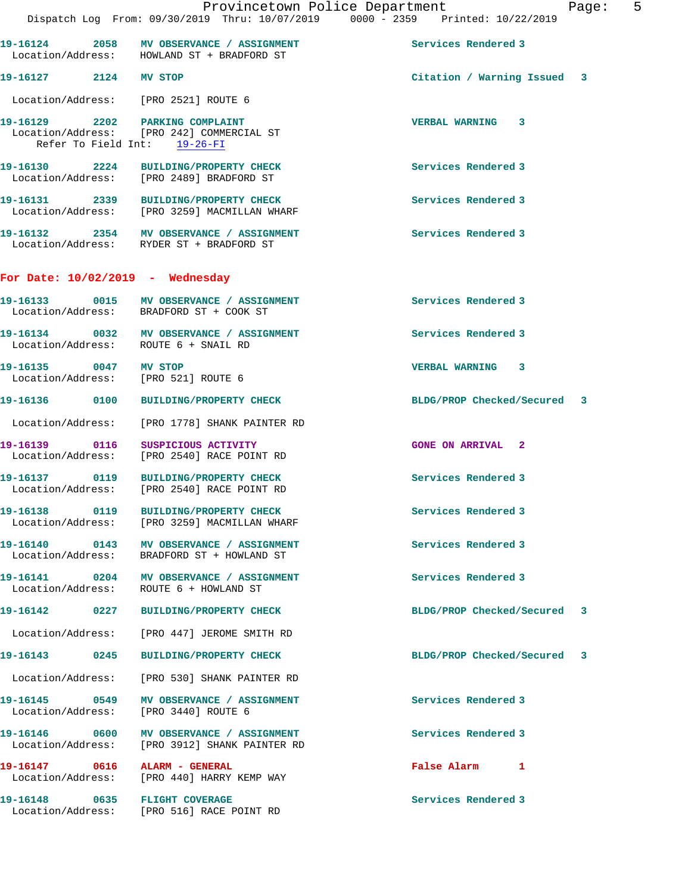19-16124 2058 MV OBSERVANCE / ASSIGNMENT Services Rendered 3
Location/Address: HOWLAND ST + BRADFORD ST

19-16127 2124 MV STOP Citation / Warning Issued 3
Location/Address: [PRO 2521] ROUTE 6

19-16129 2202 PARKING COMPLAINT VERBAL WARNING 3
Location/Address: [PRO 242] COMMERCIAL ST
Refer To Field Int: 19-26-FI

19-16130 2224 BUILDING/PROPERTY CHECK Services Rendered 3
Location/Address: [PRO 2489] BRADFORD ST

19-16131 2339 BUILDING/PROPERTY CHECK Services Rendered 3
Location/Address: [PRO 3259] MACMILLAN WHARF

19-16132 2354 MV OBSERVANCE / ASSIGNMENT Services Rendered 3
Location/Address: RYDER ST + BRADFORD ST

## For Date: 10/02/2019 - Wednesday

19-16133 0015 MV OBSERVANCE / ASSIGNMENT Services Rendered 3
Location/Address: BRADFORD ST + COOK ST

19-16134 0032 MV OBSERVANCE / ASSIGNMENT Services Rendered 3
Location/Address: ROUTE 6 + SNAIL RD

19-16135 0047 MV STOP VERBAL WARNING 3
Location/Address: [PRO 521] ROUTE 6

19-16136 0100 BUILDING/PROPERTY CHECK BLDG/PROP Checked/Secured 3
Location/Address: [PRO 1778] SHANK PAINTER RD

19-16139 0116 SUSPICIOUS ACTIVITY GONE ON ARRIVAL 2
Location/Address: [PRO 2540] RACE POINT RD

19-16137 0119 BUILDING/PROPERTY CHECK Services Rendered 3
Location/Address: [PRO 2540] RACE POINT RD

19-16138 0119 BUILDING/PROPERTY CHECK Services Rendered 3
Location/Address: [PRO 3259] MACMILLAN WHARF

19-16140 0143 MV OBSERVANCE / ASSIGNMENT Services Rendered 3
Location/Address: BRADFORD ST + HOWLAND ST

19-16141 0204 MV OBSERVANCE / ASSIGNMENT Services Rendered 3
Location/Address: ROUTE 6 + HOWLAND ST

19-16142 0227 BUILDING/PROPERTY CHECK BLDG/PROP Checked/Secured 3
Location/Address: [PRO 447] JEROME SMITH RD

19-16143 0245 BUILDING/PROPERTY CHECK BLDG/PROP Checked/Secured 3
Location/Address: [PRO 530] SHANK PAINTER RD

19-16145 0549 MV OBSERVANCE / ASSIGNMENT Services Rendered 3
Location/Address: [PRO 3440] ROUTE 6

19-16146 0600 MV OBSERVANCE / ASSIGNMENT Services Rendered 3
Location/Address: [PRO 3912] SHANK PAINTER RD

19-16147 0616 ALARM - GENERAL False Alarm 1
Location/Address: [PRO 440] HARRY KEMP WAY

19-16148 0635 FLIGHT COVERAGE Services Rendered 3
Location/Address: [PRO 516] RACE POINT RD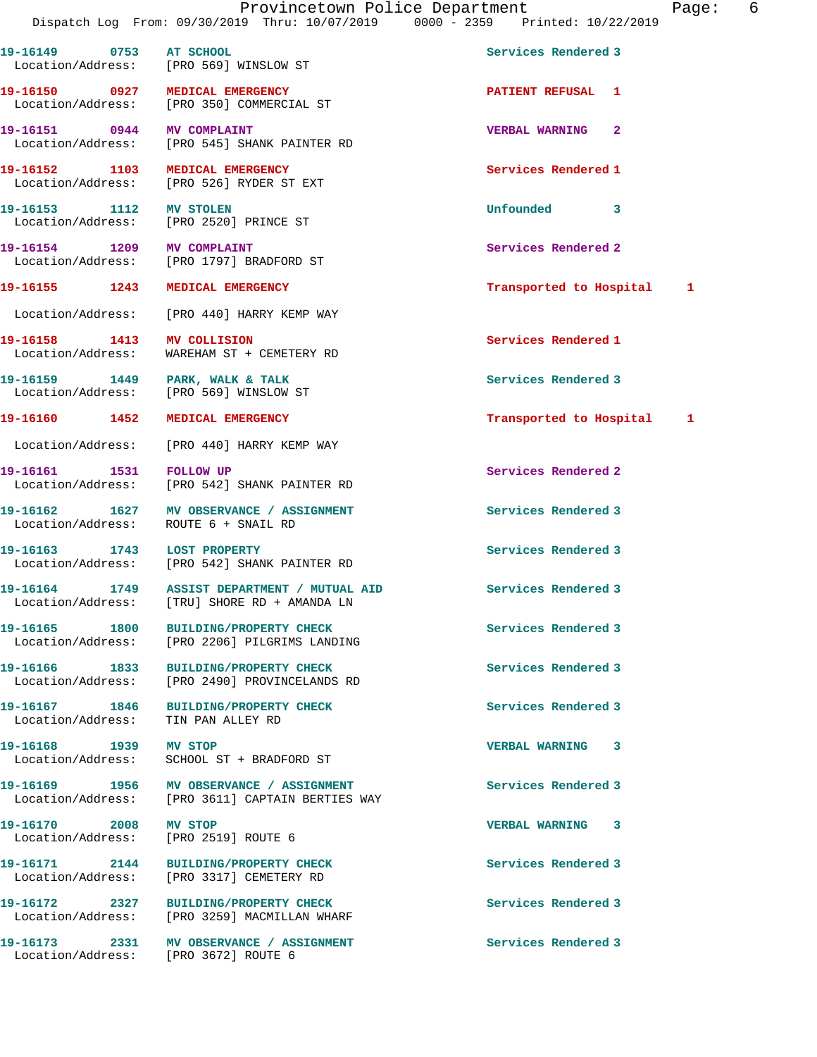19-16149 0753 AT SCHOOL Services Rendered 3
Location/Address: [PRO 569] WINSLOW ST

19-16150 0927 MEDICAL EMERGENCY PATIENT REFUSAL 1
Location/Address: [PRO 350] COMMERCIAL ST

19-16151 0944 MV COMPLAINT VERBAL WARNING 2
Location/Address: [PRO 545] SHANK PAINTER RD

19-16152 1103 MEDICAL EMERGENCY Services Rendered 1
Location/Address: [PRO 526] RYDER ST EXT

19-16153 1112 MV STOLEN Unfounded 3
Location/Address: [PRO 2520] PRINCE ST

19-16154 1209 MV COMPLAINT Services Rendered 2
Location/Address: [PRO 1797] BRADFORD ST

19-16155 1243 MEDICAL EMERGENCY Transported to Hospital 1
Location/Address: [PRO 440] HARRY KEMP WAY

19-16158 1413 MV COLLISION Services Rendered 1
Location/Address: WAREHAM ST + CEMETERY RD

19-16159 1449 PARK, WALK & TALK Services Rendered 3
Location/Address: [PRO 569] WINSLOW ST

19-16160 1452 MEDICAL EMERGENCY Transported to Hospital 1
Location/Address: [PRO 440] HARRY KEMP WAY

19-16161 1531 FOLLOW UP Services Rendered 2
Location/Address: [PRO 542] SHANK PAINTER RD

19-16162 1627 MV OBSERVANCE / ASSIGNMENT Services Rendered 3
Location/Address: ROUTE 6 + SNAIL RD

19-16163 1743 LOST PROPERTY Services Rendered 3
Location/Address: [PRO 542] SHANK PAINTER RD

19-16164 1749 ASSIST DEPARTMENT / MUTUAL AID Services Rendered 3
Location/Address: [TRU] SHORE RD + AMANDA LN

19-16165 1800 BUILDING/PROPERTY CHECK Services Rendered 3
Location/Address: [PRO 2206] PILGRIMS LANDING

19-16166 1833 BUILDING/PROPERTY CHECK Services Rendered 3
Location/Address: [PRO 2490] PROVINCELANDS RD

19-16167 1846 BUILDING/PROPERTY CHECK Services Rendered 3
Location/Address: TIN PAN ALLEY RD

19-16168 1939 MV STOP VERBAL WARNING 3
Location/Address: SCHOOL ST + BRADFORD ST

19-16169 1956 MV OBSERVANCE / ASSIGNMENT Services Rendered 3
Location/Address: [PRO 3611] CAPTAIN BERTIES WAY

19-16170 2008 MV STOP VERBAL WARNING 3
Location/Address: [PRO 2519] ROUTE 6

19-16171 2144 BUILDING/PROPERTY CHECK Services Rendered 3
Location/Address: [PRO 3317] CEMETERY RD

19-16172 2327 BUILDING/PROPERTY CHECK Services Rendered 3
Location/Address: [PRO 3259] MACMILLAN WHARF

19-16173 2331 MV OBSERVANCE / ASSIGNMENT Services Rendered 3
Location/Address: [PRO 3672] ROUTE 6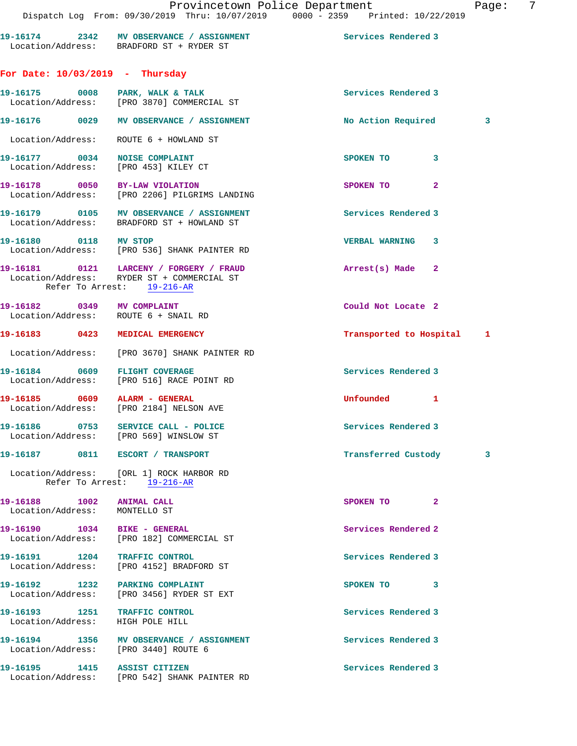19-16174 2342 MV OBSERVANCE / ASSIGNMENT Services Rendered 3
Location/Address: BRADFORD ST + RYDER ST

## For Date: 10/03/2019 - Thursday

19-16175 0008 PARK, WALK & TALK Services Rendered 3
Location/Address: [PRO 3870] COMMERCIAL ST

19-16176 0029 MV OBSERVANCE / ASSIGNMENT No Action Required 3
Location/Address: ROUTE 6 + HOWLAND ST

19-16177 0034 NOISE COMPLAINT SPOKEN TO 3
Location/Address: [PRO 453] KILEY CT

19-16178 0050 BY-LAW VIOLATION SPOKEN TO 2
Location/Address: [PRO 2206] PILGRIMS LANDING

19-16179 0105 MV OBSERVANCE / ASSIGNMENT Services Rendered 3
Location/Address: BRADFORD ST + HOWLAND ST

19-16180 0118 MV STOP VERBAL WARNING 3
Location/Address: [PRO 536] SHANK PAINTER RD

19-16181 0121 LARCENY / FORGERY / FRAUD Arrest(s) Made 2
Location/Address: RYDER ST + COMMERCIAL ST
Refer To Arrest: 19-216-AR

19-16182 0349 MV COMPLAINT Could Not Locate 2
Location/Address: ROUTE 6 + SNAIL RD

19-16183 0423 MEDICAL EMERGENCY Transported to Hospital 1
Location/Address: [PRO 3670] SHANK PAINTER RD

19-16184 0609 FLIGHT COVERAGE Services Rendered 3
Location/Address: [PRO 516] RACE POINT RD

19-16185 0609 ALARM - GENERAL Unfounded 1
Location/Address: [PRO 2184] NELSON AVE

19-16186 0753 SERVICE CALL - POLICE Services Rendered 3
Location/Address: [PRO 569] WINSLOW ST

19-16187 0811 ESCORT / TRANSPORT Transferred Custody 3
Location/Address: [ORL 1] ROCK HARBOR RD
Refer To Arrest: 19-216-AR

19-16188 1002 ANIMAL CALL SPOKEN TO 2
Location/Address: MONTELLO ST

19-16190 1034 BIKE - GENERAL Services Rendered 2
Location/Address: [PRO 182] COMMERCIAL ST

19-16191 1204 TRAFFIC CONTROL Services Rendered 3
Location/Address: [PRO 4152] BRADFORD ST

19-16192 1232 PARKING COMPLAINT SPOKEN TO 3
Location/Address: [PRO 3456] RYDER ST EXT

19-16193 1251 TRAFFIC CONTROL Services Rendered 3
Location/Address: HIGH POLE HILL

19-16194 1356 MV OBSERVANCE / ASSIGNMENT Services Rendered 3
Location/Address: [PRO 3440] ROUTE 6

19-16195 1415 ASSIST CITIZEN Services Rendered 3
Location/Address: [PRO 542] SHANK PAINTER RD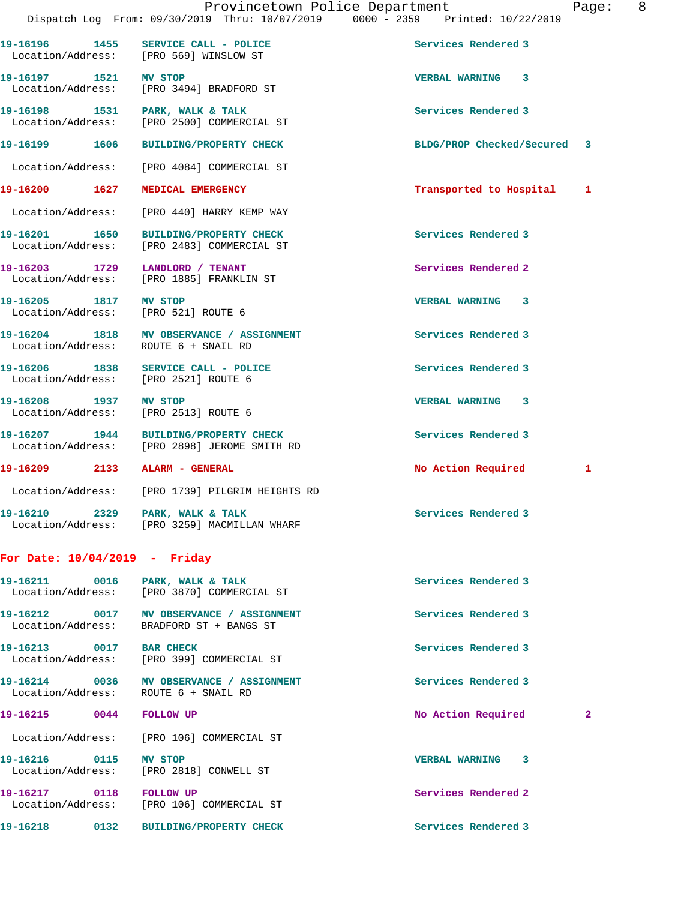19-16196 1455 SERVICE CALL - POLICE Services Rendered 3
Location/Address: [PRO 569] WINSLOW ST

19-16197 1521 MV STOP VERBAL WARNING 3
Location/Address: [PRO 3494] BRADFORD ST

19-16198 1531 PARK, WALK & TALK Services Rendered 3
Location/Address: [PRO 2500] COMMERCIAL ST

19-16199 1606 BUILDING/PROPERTY CHECK BLDG/PROP Checked/Secured 3
Location/Address: [PRO 4084] COMMERCIAL ST

19-16200 1627 MEDICAL EMERGENCY Transported to Hospital 1
Location/Address: [PRO 440] HARRY KEMP WAY

19-16201 1650 BUILDING/PROPERTY CHECK Services Rendered 3
Location/Address: [PRO 2483] COMMERCIAL ST

19-16203 1729 LANDLORD / TENANT Services Rendered 2
Location/Address: [PRO 1885] FRANKLIN ST

19-16205 1817 MV STOP VERBAL WARNING 3
Location/Address: [PRO 521] ROUTE 6

19-16204 1818 MV OBSERVANCE / ASSIGNMENT Services Rendered 3
Location/Address: ROUTE 6 + SNAIL RD

19-16206 1838 SERVICE CALL - POLICE Services Rendered 3
Location/Address: [PRO 2521] ROUTE 6

19-16208 1937 MV STOP VERBAL WARNING 3
Location/Address: [PRO 2513] ROUTE 6

19-16207 1944 BUILDING/PROPERTY CHECK Services Rendered 3
Location/Address: [PRO 2898] JEROME SMITH RD

19-16209 2133 ALARM - GENERAL No Action Required 1
Location/Address: [PRO 1739] PILGRIM HEIGHTS RD

19-16210 2329 PARK, WALK & TALK Services Rendered 3
Location/Address: [PRO 3259] MACMILLAN WHARF

**For Date: 10/04/2019 - Friday**

19-16211 0016 PARK, WALK & TALK Services Rendered 3
Location/Address: [PRO 3870] COMMERCIAL ST

19-16212 0017 MV OBSERVANCE / ASSIGNMENT Services Rendered 3
Location/Address: BRADFORD ST + BANGS ST

19-16213 0017 BAR CHECK Services Rendered 3
Location/Address: [PRO 399] COMMERCIAL ST

19-16214 0036 MV OBSERVANCE / ASSIGNMENT Services Rendered 3
Location/Address: ROUTE 6 + SNAIL RD

19-16215 0044 FOLLOW UP No Action Required 2
Location/Address: [PRO 106] COMMERCIAL ST

19-16216 0115 MV STOP VERBAL WARNING 3
Location/Address: [PRO 2818] CONWELL ST

19-16217 0118 FOLLOW UP Services Rendered 2
Location/Address: [PRO 106] COMMERCIAL ST

19-16218 0132 BUILDING/PROPERTY CHECK Services Rendered 3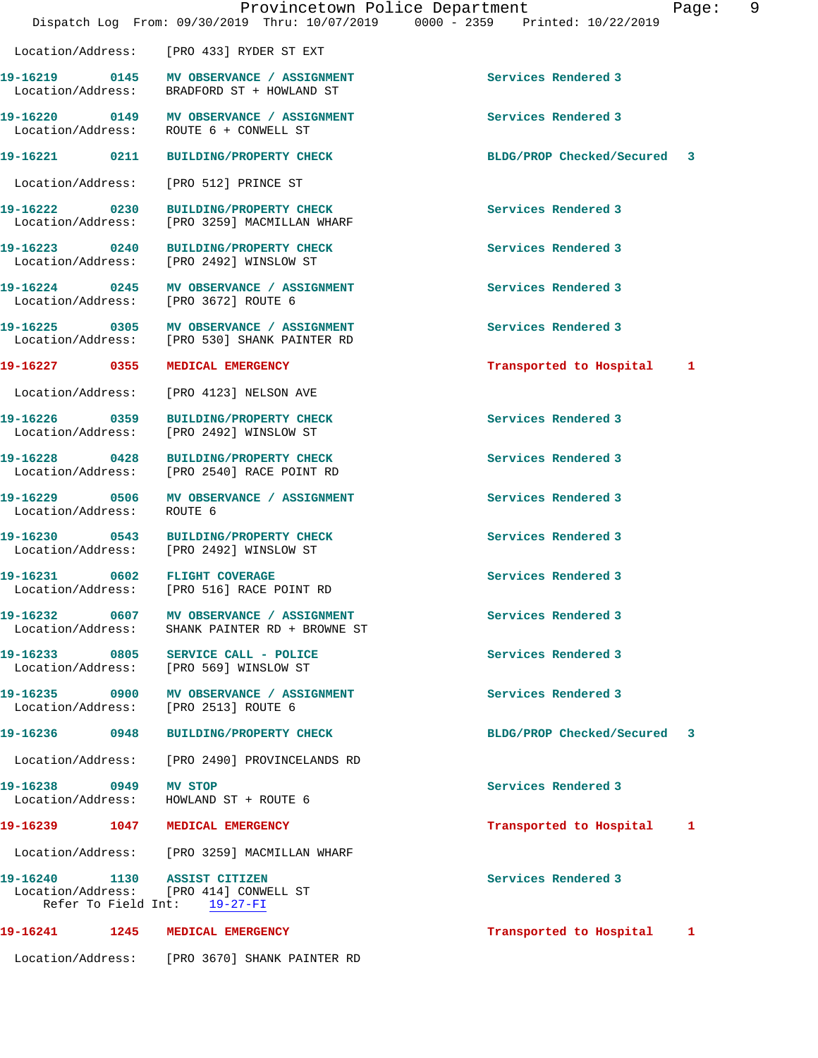Location/Address: [PRO 433] RYDER ST EXT

**19-16219 0145 MV OBSERVANCE / ASSIGNMENT** Services Rendered 3
Location/Address: BRADFORD ST + HOWLAND ST

**19-16220 0149 MV OBSERVANCE / ASSIGNMENT** Services Rendered 3
Location/Address: ROUTE 6 + CONWELL ST

**19-16221 0211 BUILDING/PROPERTY CHECK** BLDG/PROP Checked/Secured 3
Location/Address: [PRO 512] PRINCE ST

**19-16222 0230 BUILDING/PROPERTY CHECK** Services Rendered 3
Location/Address: [PRO 3259] MACMILLAN WHARF

**19-16223 0240 BUILDING/PROPERTY CHECK** Services Rendered 3
Location/Address: [PRO 2492] WINSLOW ST

**19-16224 0245 MV OBSERVANCE / ASSIGNMENT** Services Rendered 3
Location/Address: [PRO 3672] ROUTE 6

**19-16225 0305 MV OBSERVANCE / ASSIGNMENT** Services Rendered 3
Location/Address: [PRO 530] SHANK PAINTER RD

**19-16227 0355 MEDICAL EMERGENCY** Transported to Hospital 1
Location/Address: [PRO 4123] NELSON AVE

**19-16226 0359 BUILDING/PROPERTY CHECK** Services Rendered 3
Location/Address: [PRO 2492] WINSLOW ST

**19-16228 0428 BUILDING/PROPERTY CHECK** Services Rendered 3
Location/Address: [PRO 2540] RACE POINT RD

**19-16229 0506 MV OBSERVANCE / ASSIGNMENT** Services Rendered 3
Location/Address: ROUTE 6

**19-16230 0543 BUILDING/PROPERTY CHECK** Services Rendered 3
Location/Address: [PRO 2492] WINSLOW ST

**19-16231 0602 FLIGHT COVERAGE** Services Rendered 3
Location/Address: [PRO 516] RACE POINT RD

**19-16232 0607 MV OBSERVANCE / ASSIGNMENT** Services Rendered 3
Location/Address: SHANK PAINTER RD + BROWNE ST

**19-16233 0805 SERVICE CALL - POLICE** Services Rendered 3
Location/Address: [PRO 569] WINSLOW ST

**19-16235 0900 MV OBSERVANCE / ASSIGNMENT** Services Rendered 3
Location/Address: [PRO 2513] ROUTE 6

**19-16236 0948 BUILDING/PROPERTY CHECK** BLDG/PROP Checked/Secured 3
Location/Address: [PRO 2490] PROVINCELANDS RD

**19-16238 0949 MV STOP** Services Rendered 3
Location/Address: HOWLAND ST + ROUTE 6

**19-16239 1047 MEDICAL EMERGENCY** Transported to Hospital 1
Location/Address: [PRO 3259] MACMILLAN WHARF

**19-16240 1130 ASSIST CITIZEN** Services Rendered 3
Location/Address: [PRO 414] CONWELL ST
Refer To Field Int: 19-27-FI

**19-16241 1245 MEDICAL EMERGENCY** Transported to Hospital 1
Location/Address: [PRO 3670] SHANK PAINTER RD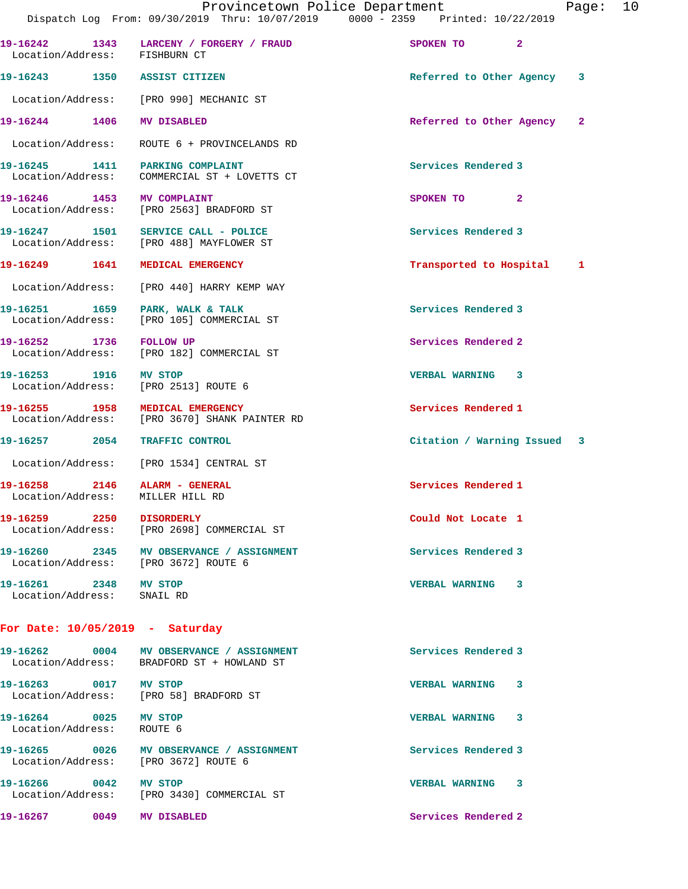Provincetown Police Department
Dispatch Log From: 09/30/2019 Thru: 10/07/2019 0000 - 2359 Printed: 10/22/2019

**19-16242** 1343 **LARCENY / FORGERY / FRAUD** SPOKEN TO 2
Location/Address: FISHBURN CT

**19-16243** 1350 **ASSIST CITIZEN** Referred to Other Agency 3
Location/Address: [PRO 990] MECHANIC ST

**19-16244** 1406 **MV DISABLED** Referred to Other Agency 2
Location/Address: ROUTE 6 + PROVINCELANDS RD

**19-16245** 1411 **PARKING COMPLAINT** Services Rendered 3
Location/Address: COMMERCIAL ST + LOVETTS CT

**19-16246** 1453 **MV COMPLAINT** SPOKEN TO 2
Location/Address: [PRO 2563] BRADFORD ST

**19-16247** 1501 **SERVICE CALL - POLICE** Services Rendered 3
Location/Address: [PRO 488] MAYFLOWER ST

**19-16249** 1641 **MEDICAL EMERGENCY** Transported to Hospital 1
Location/Address: [PRO 440] HARRY KEMP WAY

**19-16251** 1659 **PARK, WALK & TALK** Services Rendered 3
Location/Address: [PRO 105] COMMERCIAL ST

**19-16252** 1736 **FOLLOW UP** Services Rendered 2
Location/Address: [PRO 182] COMMERCIAL ST

**19-16253** 1916 **MV STOP** VERBAL WARNING 3
Location/Address: [PRO 2513] ROUTE 6

**19-16255** 1958 **MEDICAL EMERGENCY** Services Rendered 1
Location/Address: [PRO 3670] SHANK PAINTER RD

**19-16257** 2054 **TRAFFIC CONTROL** Citation / Warning Issued 3
Location/Address: [PRO 1534] CENTRAL ST

**19-16258** 2146 **ALARM - GENERAL** Services Rendered 1
Location/Address: MILLER HILL RD

**19-16259** 2250 **DISORDERLY** Could Not Locate 1
Location/Address: [PRO 2698] COMMERCIAL ST

**19-16260** 2345 **MV OBSERVANCE / ASSIGNMENT** Services Rendered 3
Location/Address: [PRO 3672] ROUTE 6

**19-16261** 2348 **MV STOP** VERBAL WARNING 3
Location/Address: SNAIL RD

## For Date: 10/05/2019 - Saturday

**19-16262** 0004 **MV OBSERVANCE / ASSIGNMENT** Services Rendered 3
Location/Address: BRADFORD ST + HOWLAND ST

**19-16263** 0017 **MV STOP** VERBAL WARNING 3
Location/Address: [PRO 58] BRADFORD ST

**19-16264** 0025 **MV STOP** VERBAL WARNING 3
Location/Address: ROUTE 6

**19-16265** 0026 **MV OBSERVANCE / ASSIGNMENT** Services Rendered 3
Location/Address: [PRO 3672] ROUTE 6

**19-16266** 0042 **MV STOP** VERBAL WARNING 3
Location/Address: [PRO 3430] COMMERCIAL ST

**19-16267** 0049 **MV DISABLED** Services Rendered 2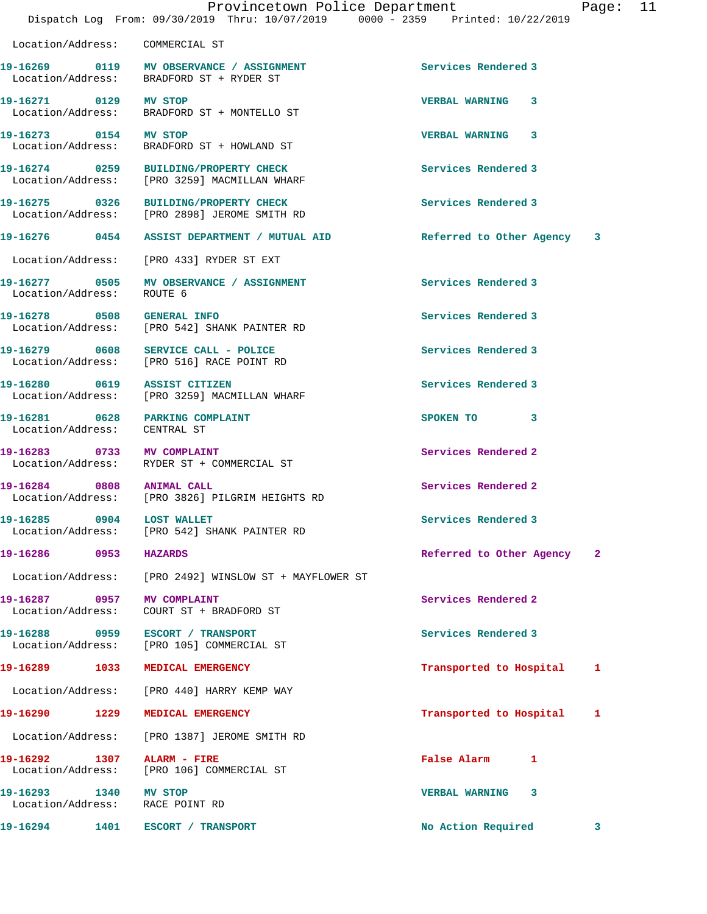Location/Address: COMMERCIAL ST

| Call Number | Time | Call Reason | Action | Priority |
|---|---|---|---|---|
| 19-16269 | 0119 | MV OBSERVANCE / ASSIGNMENT | Services Rendered | 3 |
| Location/Address: | | BRADFORD ST + RYDER ST | | |
| 19-16271 | 0129 | MV STOP | VERBAL WARNING | 3 |
| Location/Address: | | BRADFORD ST + MONTELLO ST | | |
| 19-16273 | 0154 | MV STOP | VERBAL WARNING | 3 |
| Location/Address: | | BRADFORD ST + HOWLAND ST | | |
| 19-16274 | 0259 | BUILDING/PROPERTY CHECK | Services Rendered | 3 |
| Location/Address: | | [PRO 3259] MACMILLAN WHARF | | |
| 19-16275 | 0326 | BUILDING/PROPERTY CHECK | Services Rendered | 3 |
| Location/Address: | | [PRO 2898] JEROME SMITH RD | | |
| 19-16276 | 0454 | ASSIST DEPARTMENT / MUTUAL AID | Referred to Other Agency | 3 |
| Location/Address: | | [PRO 433] RYDER ST EXT | | |
| 19-16277 | 0505 | MV OBSERVANCE / ASSIGNMENT | Services Rendered | 3 |
| Location/Address: | | ROUTE 6 | | |
| 19-16278 | 0508 | GENERAL INFO | Services Rendered | 3 |
| Location/Address: | | [PRO 542] SHANK PAINTER RD | | |
| 19-16279 | 0608 | SERVICE CALL - POLICE | Services Rendered | 3 |
| Location/Address: | | [PRO 516] RACE POINT RD | | |
| 19-16280 | 0619 | ASSIST CITIZEN | Services Rendered | 3 |
| Location/Address: | | [PRO 3259] MACMILLAN WHARF | | |
| 19-16281 | 0628 | PARKING COMPLAINT | SPOKEN TO | 3 |
| Location/Address: | | CENTRAL ST | | |
| 19-16283 | 0733 | MV COMPLAINT | Services Rendered | 2 |
| Location/Address: | | RYDER ST + COMMERCIAL ST | | |
| 19-16284 | 0808 | ANIMAL CALL | Services Rendered | 2 |
| Location/Address: | | [PRO 3826] PILGRIM HEIGHTS RD | | |
| 19-16285 | 0904 | LOST WALLET | Services Rendered | 3 |
| Location/Address: | | [PRO 542] SHANK PAINTER RD | | |
| 19-16286 | 0953 | HAZARDS | Referred to Other Agency | 2 |
| Location/Address: | | [PRO 2492] WINSLOW ST + MAYFLOWER ST | | |
| 19-16287 | 0957 | MV COMPLAINT | Services Rendered | 2 |
| Location/Address: | | COURT ST + BRADFORD ST | | |
| 19-16288 | 0959 | ESCORT / TRANSPORT | Services Rendered | 3 |
| Location/Address: | | [PRO 105] COMMERCIAL ST | | |
| 19-16289 | 1033 | MEDICAL EMERGENCY | Transported to Hospital | 1 |
| Location/Address: | | [PRO 440] HARRY KEMP WAY | | |
| 19-16290 | 1229 | MEDICAL EMERGENCY | Transported to Hospital | 1 |
| Location/Address: | | [PRO 1387] JEROME SMITH RD | | |
| 19-16292 | 1307 | ALARM - FIRE | False Alarm | 1 |
| Location/Address: | | [PRO 106] COMMERCIAL ST | | |
| 19-16293 | 1340 | MV STOP | VERBAL WARNING | 3 |
| Location/Address: | | RACE POINT RD | | |
| 19-16294 | 1401 | ESCORT / TRANSPORT | No Action Required | 3 |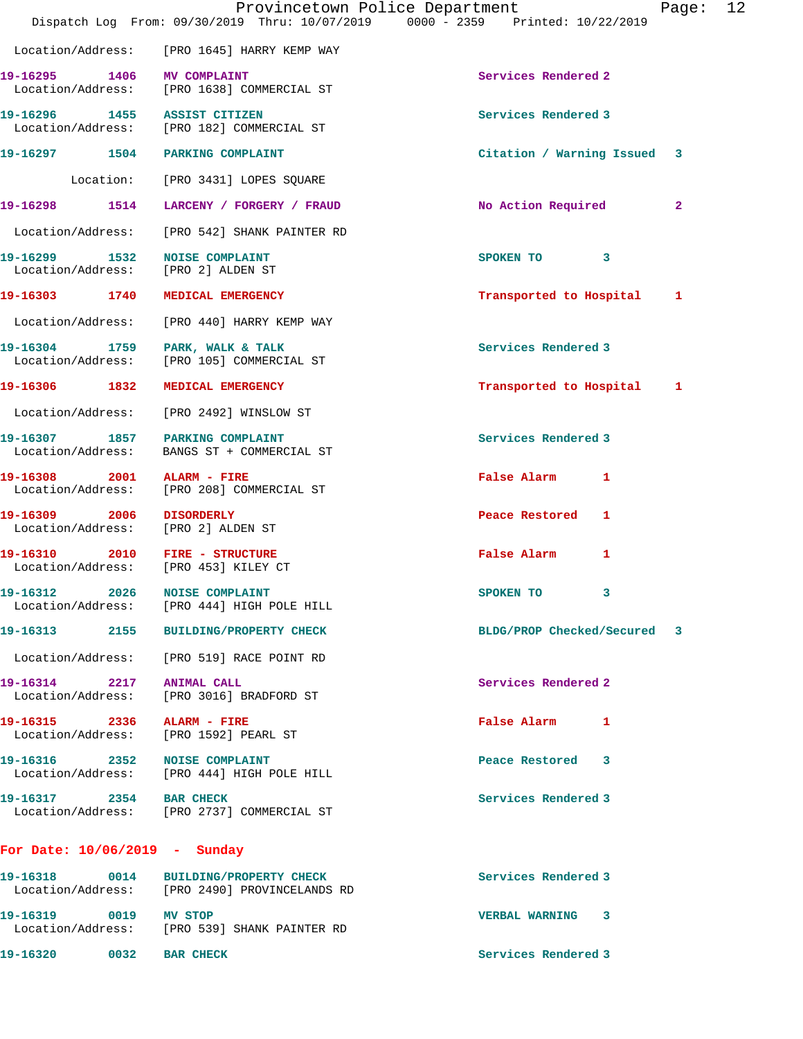Location/Address: [PRO 1645] HARRY KEMP WAY

**19-16295 1406 MV COMPLAINT** Services Rendered 2
Location/Address: [PRO 1638] COMMERCIAL ST

**19-16296 1455 ASSIST CITIZEN** Services Rendered 3
Location/Address: [PRO 182] COMMERCIAL ST

**19-16297 1504 PARKING COMPLAINT** Citation / Warning Issued 3
Location: [PRO 3431] LOPES SQUARE

**19-16298 1514 LARCENY / FORGERY / FRAUD** No Action Required 2
Location/Address: [PRO 542] SHANK PAINTER RD

**19-16299 1532 NOISE COMPLAINT** SPOKEN TO 3
Location/Address: [PRO 2] ALDEN ST

**19-16303 1740 MEDICAL EMERGENCY** Transported to Hospital 1
Location/Address: [PRO 440] HARRY KEMP WAY

**19-16304 1759 PARK, WALK & TALK** Services Rendered 3
Location/Address: [PRO 105] COMMERCIAL ST

**19-16306 1832 MEDICAL EMERGENCY** Transported to Hospital 1
Location/Address: [PRO 2492] WINSLOW ST

**19-16307 1857 PARKING COMPLAINT** Services Rendered 3
Location/Address: BANGS ST + COMMERCIAL ST

**19-16308 2001 ALARM - FIRE** False Alarm 1
Location/Address: [PRO 208] COMMERCIAL ST

**19-16309 2006 DISORDERLY** Peace Restored 1
Location/Address: [PRO 2] ALDEN ST

**19-16310 2010 FIRE - STRUCTURE** False Alarm 1
Location/Address: [PRO 453] KILEY CT

**19-16312 2026 NOISE COMPLAINT** SPOKEN TO 3
Location/Address: [PRO 444] HIGH POLE HILL

**19-16313 2155 BUILDING/PROPERTY CHECK** BLDG/PROP Checked/Secured 3
Location/Address: [PRO 519] RACE POINT RD

**19-16314 2217 ANIMAL CALL** Services Rendered 2
Location/Address: [PRO 3016] BRADFORD ST

**19-16315 2336 ALARM - FIRE** False Alarm 1
Location/Address: [PRO 1592] PEARL ST

**19-16316 2352 NOISE COMPLAINT** Peace Restored 3
Location/Address: [PRO 444] HIGH POLE HILL

**19-16317 2354 BAR CHECK** Services Rendered 3
Location/Address: [PRO 2737] COMMERCIAL ST

## For Date: 10/06/2019 - Sunday

**19-16318 0014 BUILDING/PROPERTY CHECK** Services Rendered 3
Location/Address: [PRO 2490] PROVINCELANDS RD

**19-16319 0019 MV STOP** VERBAL WARNING 3
Location/Address: [PRO 539] SHANK PAINTER RD

**19-16320 0032 BAR CHECK** Services Rendered 3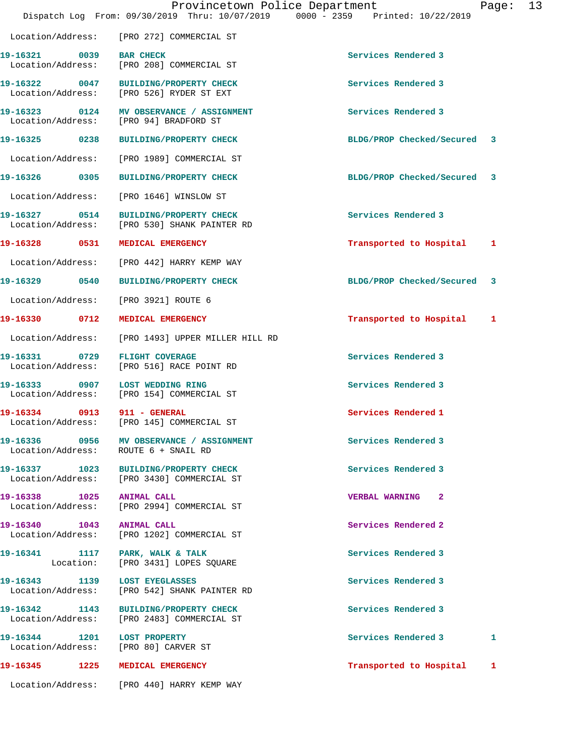Location/Address: [PRO 272] COMMERCIAL ST

| Call # | Time | Call Reason | Action | Priority |
|---|---|---|---|---|
| 19-16321 | 0039 | BAR CHECK | Services Rendered | 3 |
| | | Location/Address: [PRO 208] COMMERCIAL ST | | |
| 19-16322 | 0047 | BUILDING/PROPERTY CHECK | Services Rendered | 3 |
| | | Location/Address: [PRO 526] RYDER ST EXT | | |
| 19-16323 | 0124 | MV OBSERVANCE / ASSIGNMENT | Services Rendered | 3 |
| | | Location/Address: [PRO 94] BRADFORD ST | | |
| 19-16325 | 0238 | BUILDING/PROPERTY CHECK | BLDG/PROP Checked/Secured | 3 |
| | | Location/Address: [PRO 1989] COMMERCIAL ST | | |
| 19-16326 | 0305 | BUILDING/PROPERTY CHECK | BLDG/PROP Checked/Secured | 3 |
| | | Location/Address: [PRO 1646] WINSLOW ST | | |
| 19-16327 | 0514 | BUILDING/PROPERTY CHECK | Services Rendered | 3 |
| | | Location/Address: [PRO 530] SHANK PAINTER RD | | |
| 19-16328 | 0531 | MEDICAL EMERGENCY | Transported to Hospital | 1 |
| | | Location/Address: [PRO 442] HARRY KEMP WAY | | |
| 19-16329 | 0540 | BUILDING/PROPERTY CHECK | BLDG/PROP Checked/Secured | 3 |
| | | Location/Address: [PRO 3921] ROUTE 6 | | |
| 19-16330 | 0712 | MEDICAL EMERGENCY | Transported to Hospital | 1 |
| | | Location/Address: [PRO 1493] UPPER MILLER HILL RD | | |
| 19-16331 | 0729 | FLIGHT COVERAGE | Services Rendered | 3 |
| | | Location/Address: [PRO 516] RACE POINT RD | | |
| 19-16333 | 0907 | LOST WEDDING RING | Services Rendered | 3 |
| | | Location/Address: [PRO 154] COMMERCIAL ST | | |
| 19-16334 | 0913 | 911 - GENERAL | Services Rendered | 1 |
| | | Location/Address: [PRO 145] COMMERCIAL ST | | |
| 19-16336 | 0956 | MV OBSERVANCE / ASSIGNMENT | Services Rendered | 3 |
| | | Location/Address: ROUTE 6 + SNAIL RD | | |
| 19-16337 | 1023 | BUILDING/PROPERTY CHECK | Services Rendered | 3 |
| | | Location/Address: [PRO 3430] COMMERCIAL ST | | |
| 19-16338 | 1025 | ANIMAL CALL | VERBAL WARNING | 2 |
| | | Location/Address: [PRO 2994] COMMERCIAL ST | | |
| 19-16340 | 1043 | ANIMAL CALL | Services Rendered | 2 |
| | | Location/Address: [PRO 1202] COMMERCIAL ST | | |
| 19-16341 | 1117 | PARK, WALK & TALK | Services Rendered | 3 |
| | | Location: [PRO 3431] LOPES SQUARE | | |
| 19-16343 | 1139 | LOST EYEGLASSES | Services Rendered | 3 |
| | | Location/Address: [PRO 542] SHANK PAINTER RD | | |
| 19-16342 | 1143 | BUILDING/PROPERTY CHECK | Services Rendered | 3 |
| | | Location/Address: [PRO 2483] COMMERCIAL ST | | |
| 19-16344 | 1201 | LOST PROPERTY | Services Rendered 3 | 1 |
| | | Location/Address: [PRO 80] CARVER ST | | |
| 19-16345 | 1225 | MEDICAL EMERGENCY | Transported to Hospital | 1 |
| | | Location/Address: [PRO 440] HARRY KEMP WAY | | |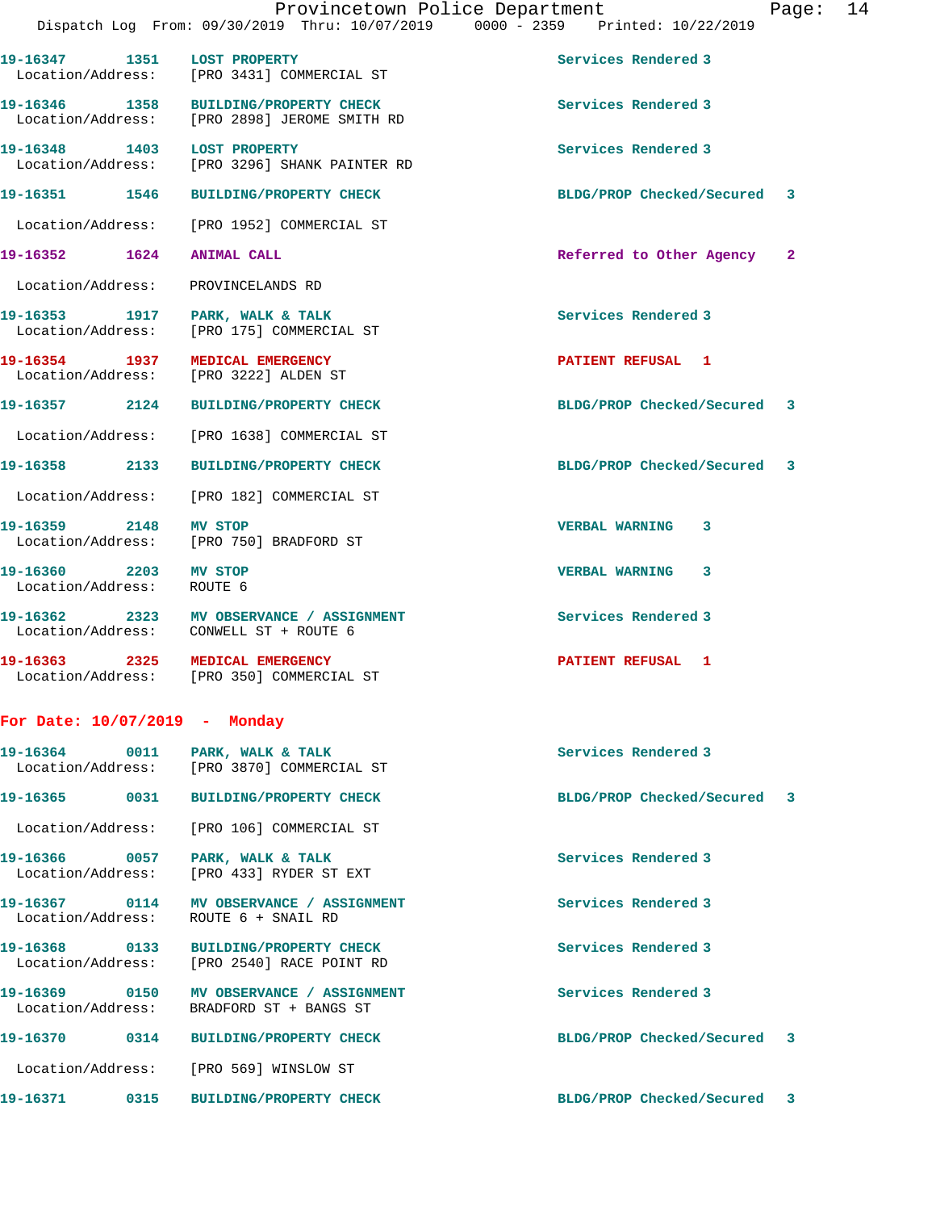19-16347 1351 LOST PROPERTY Services Rendered 3
Location/Address: [PRO 3431] COMMERCIAL ST

19-16346 1358 BUILDING/PROPERTY CHECK Services Rendered 3
Location/Address: [PRO 2898] JEROME SMITH RD

19-16348 1403 LOST PROPERTY Services Rendered 3
Location/Address: [PRO 3296] SHANK PAINTER RD

19-16351 1546 BUILDING/PROPERTY CHECK BLDG/PROP Checked/Secured 3
Location/Address: [PRO 1952] COMMERCIAL ST

19-16352 1624 ANIMAL CALL Referred to Other Agency 2
Location/Address: PROVINCELANDS RD

19-16353 1917 PARK, WALK & TALK Services Rendered 3
Location/Address: [PRO 175] COMMERCIAL ST

19-16354 1937 MEDICAL EMERGENCY PATIENT REFUSAL 1
Location/Address: [PRO 3222] ALDEN ST

19-16357 2124 BUILDING/PROPERTY CHECK BLDG/PROP Checked/Secured 3
Location/Address: [PRO 1638] COMMERCIAL ST

19-16358 2133 BUILDING/PROPERTY CHECK BLDG/PROP Checked/Secured 3
Location/Address: [PRO 182] COMMERCIAL ST

19-16359 2148 MV STOP VERBAL WARNING 3
Location/Address: [PRO 750] BRADFORD ST

19-16360 2203 MV STOP VERBAL WARNING 3
Location/Address: ROUTE 6

19-16362 2323 MV OBSERVANCE / ASSIGNMENT Services Rendered 3
Location/Address: CONWELL ST + ROUTE 6

19-16363 2325 MEDICAL EMERGENCY PATIENT REFUSAL 1
Location/Address: [PRO 350] COMMERCIAL ST

## For Date: 10/07/2019 - Monday

19-16364 0011 PARK, WALK & TALK Services Rendered 3
Location/Address: [PRO 3870] COMMERCIAL ST

19-16365 0031 BUILDING/PROPERTY CHECK BLDG/PROP Checked/Secured 3
Location/Address: [PRO 106] COMMERCIAL ST

19-16366 0057 PARK, WALK & TALK Services Rendered 3
Location/Address: [PRO 433] RYDER ST EXT

19-16367 0114 MV OBSERVANCE / ASSIGNMENT Services Rendered 3
Location/Address: ROUTE 6 + SNAIL RD

19-16368 0133 BUILDING/PROPERTY CHECK Services Rendered 3
Location/Address: [PRO 2540] RACE POINT RD

19-16369 0150 MV OBSERVANCE / ASSIGNMENT Services Rendered 3
Location/Address: BRADFORD ST + BANGS ST

19-16370 0314 BUILDING/PROPERTY CHECK BLDG/PROP Checked/Secured 3
Location/Address: [PRO 569] WINSLOW ST

19-16371 0315 BUILDING/PROPERTY CHECK BLDG/PROP Checked/Secured 3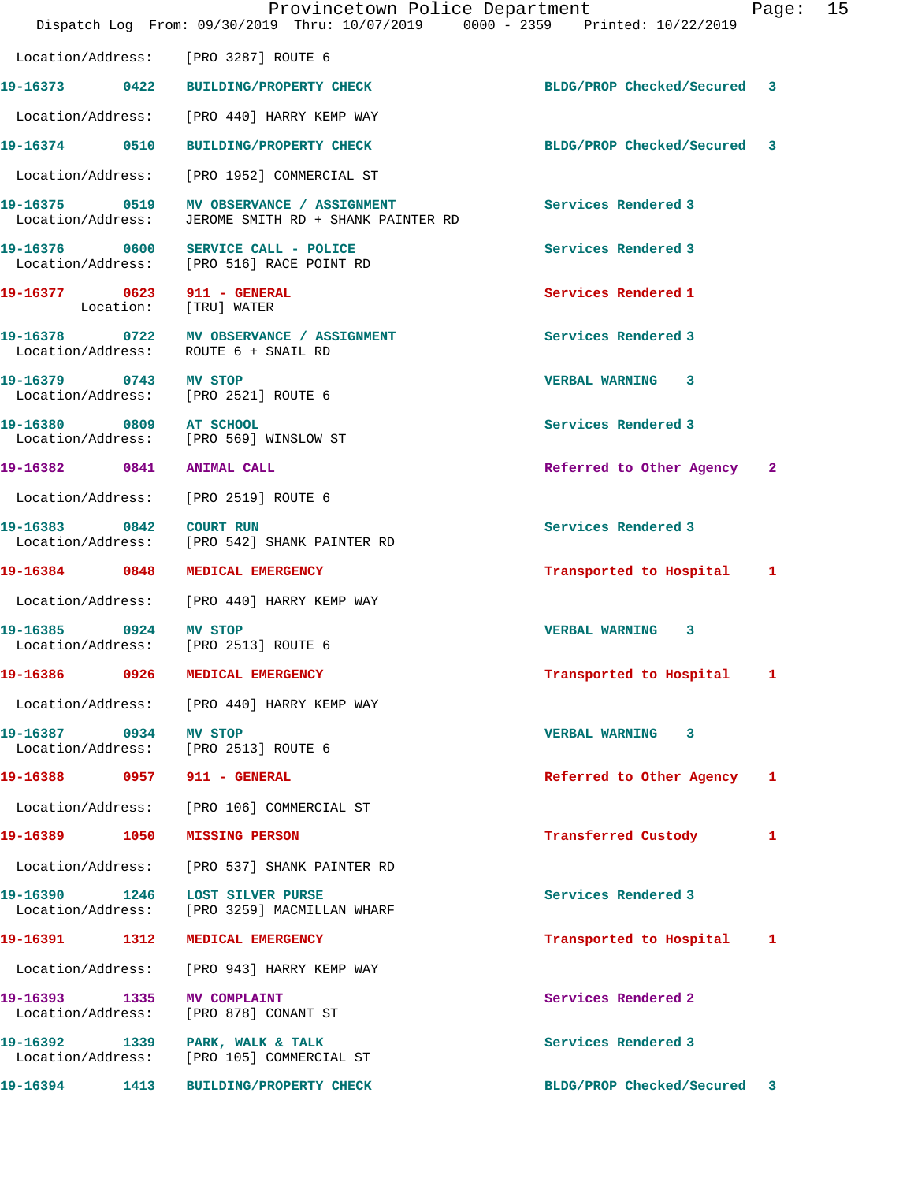Location/Address: [PRO 3287] ROUTE 6

| Call Number | Time | Call Reason | Action | Priority |
|---|---|---|---|---|
| 19-16373 | 0422 | BUILDING/PROPERTY CHECK | BLDG/PROP Checked/Secured | 3 |
| | | Location/Address: [PRO 440] HARRY KEMP WAY | | |
| 19-16374 | 0510 | BUILDING/PROPERTY CHECK | BLDG/PROP Checked/Secured | 3 |
| | | Location/Address: [PRO 1952] COMMERCIAL ST | | |
| 19-16375 | 0519 | MV OBSERVANCE / ASSIGNMENT | Services Rendered | 3 |
| | | Location/Address: JEROME SMITH RD + SHANK PAINTER RD | | |
| 19-16376 | 0600 | SERVICE CALL - POLICE | Services Rendered | 3 |
| | | Location/Address: [PRO 516] RACE POINT RD | | |
| 19-16377 | 0623 | 911 - GENERAL | Services Rendered | 1 |
| | | Location: [TRU] WATER | | |
| 19-16378 | 0722 | MV OBSERVANCE / ASSIGNMENT | Services Rendered | 3 |
| | | Location/Address: ROUTE 6 + SNAIL RD | | |
| 19-16379 | 0743 | MV STOP | VERBAL WARNING | 3 |
| | | Location/Address: [PRO 2521] ROUTE 6 | | |
| 19-16380 | 0809 | AT SCHOOL | Services Rendered | 3 |
| | | Location/Address: [PRO 569] WINSLOW ST | | |
| 19-16382 | 0841 | ANIMAL CALL | Referred to Other Agency | 2 |
| | | Location/Address: [PRO 2519] ROUTE 6 | | |
| 19-16383 | 0842 | COURT RUN | Services Rendered | 3 |
| | | Location/Address: [PRO 542] SHANK PAINTER RD | | |
| 19-16384 | 0848 | MEDICAL EMERGENCY | Transported to Hospital | 1 |
| | | Location/Address: [PRO 440] HARRY KEMP WAY | | |
| 19-16385 | 0924 | MV STOP | VERBAL WARNING | 3 |
| | | Location/Address: [PRO 2513] ROUTE 6 | | |
| 19-16386 | 0926 | MEDICAL EMERGENCY | Transported to Hospital | 1 |
| | | Location/Address: [PRO 440] HARRY KEMP WAY | | |
| 19-16387 | 0934 | MV STOP | VERBAL WARNING | 3 |
| | | Location/Address: [PRO 2513] ROUTE 6 | | |
| 19-16388 | 0957 | 911 - GENERAL | Referred to Other Agency | 1 |
| | | Location/Address: [PRO 106] COMMERCIAL ST | | |
| 19-16389 | 1050 | MISSING PERSON | Transferred Custody | 1 |
| | | Location/Address: [PRO 537] SHANK PAINTER RD | | |
| 19-16390 | 1246 | LOST SILVER PURSE | Services Rendered | 3 |
| | | Location/Address: [PRO 3259] MACMILLAN WHARF | | |
| 19-16391 | 1312 | MEDICAL EMERGENCY | Transported to Hospital | 1 |
| | | Location/Address: [PRO 943] HARRY KEMP WAY | | |
| 19-16393 | 1335 | MV COMPLAINT | Services Rendered | 2 |
| | | Location/Address: [PRO 878] CONANT ST | | |
| 19-16392 | 1339 | PARK, WALK & TALK | Services Rendered | 3 |
| | | Location/Address: [PRO 105] COMMERCIAL ST | | |
| 19-16394 | 1413 | BUILDING/PROPERTY CHECK | BLDG/PROP Checked/Secured | 3 |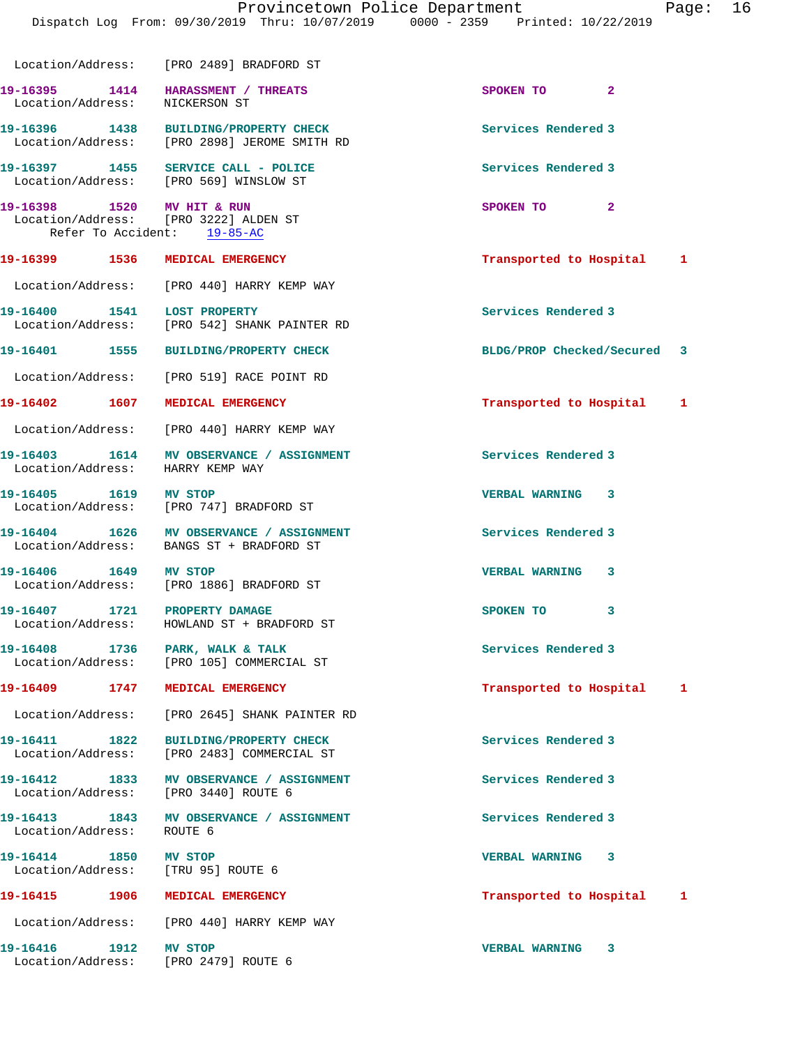Location/Address: [PRO 2489] BRADFORD ST

19-16395 1414 HARASSMENT / THREATS SPOKEN TO 2
Location/Address: NICKERSON ST

19-16396 1438 BUILDING/PROPERTY CHECK Services Rendered 3
Location/Address: [PRO 2898] JEROME SMITH RD

19-16397 1455 SERVICE CALL - POLICE Services Rendered 3
Location/Address: [PRO 569] WINSLOW ST

19-16398 1520 MV HIT & RUN SPOKEN TO 2
Location/Address: [PRO 3222] ALDEN ST
Refer To Accident: 19-85-AC

19-16399 1536 MEDICAL EMERGENCY Transported to Hospital 1
Location/Address: [PRO 440] HARRY KEMP WAY

19-16400 1541 LOST PROPERTY Services Rendered 3
Location/Address: [PRO 542] SHANK PAINTER RD

19-16401 1555 BUILDING/PROPERTY CHECK BLDG/PROP Checked/Secured 3
Location/Address: [PRO 519] RACE POINT RD

19-16402 1607 MEDICAL EMERGENCY Transported to Hospital 1
Location/Address: [PRO 440] HARRY KEMP WAY

19-16403 1614 MV OBSERVANCE / ASSIGNMENT Services Rendered 3
Location/Address: HARRY KEMP WAY

19-16405 1619 MV STOP VERBAL WARNING 3
Location/Address: [PRO 747] BRADFORD ST

19-16404 1626 MV OBSERVANCE / ASSIGNMENT Services Rendered 3
Location/Address: BANGS ST + BRADFORD ST

19-16406 1649 MV STOP VERBAL WARNING 3
Location/Address: [PRO 1886] BRADFORD ST

19-16407 1721 PROPERTY DAMAGE SPOKEN TO 3
Location/Address: HOWLAND ST + BRADFORD ST

19-16408 1736 PARK, WALK & TALK Services Rendered 3
Location/Address: [PRO 105] COMMERCIAL ST

19-16409 1747 MEDICAL EMERGENCY Transported to Hospital 1
Location/Address: [PRO 2645] SHANK PAINTER RD

19-16411 1822 BUILDING/PROPERTY CHECK Services Rendered 3
Location/Address: [PRO 2483] COMMERCIAL ST

19-16412 1833 MV OBSERVANCE / ASSIGNMENT Services Rendered 3
Location/Address: [PRO 3440] ROUTE 6

19-16413 1843 MV OBSERVANCE / ASSIGNMENT Services Rendered 3
Location/Address: ROUTE 6

19-16414 1850 MV STOP VERBAL WARNING 3
Location/Address: [TRU 95] ROUTE 6

19-16415 1906 MEDICAL EMERGENCY Transported to Hospital 1
Location/Address: [PRO 440] HARRY KEMP WAY

19-16416 1912 MV STOP VERBAL WARNING 3
Location/Address: [PRO 2479] ROUTE 6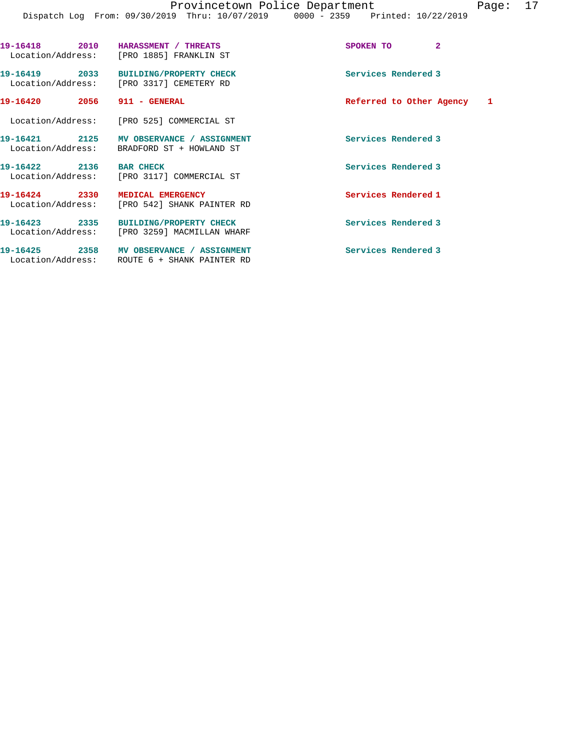19-16418 2010 HARASSMENT / THREATS SPOKEN TO 2
Location/Address: [PRO 1885] FRANKLIN ST

19-16419 2033 BUILDING/PROPERTY CHECK Services Rendered 3
Location/Address: [PRO 3317] CEMETERY RD

19-16420 2056 911 - GENERAL Referred to Other Agency 1
Location/Address: [PRO 525] COMMERCIAL ST

19-16421 2125 MV OBSERVANCE / ASSIGNMENT Services Rendered 3
Location/Address: BRADFORD ST + HOWLAND ST

19-16422 2136 BAR CHECK Services Rendered 3
Location/Address: [PRO 3117] COMMERCIAL ST

19-16424 2330 MEDICAL EMERGENCY Services Rendered 1
Location/Address: [PRO 542] SHANK PAINTER RD

19-16423 2335 BUILDING/PROPERTY CHECK Services Rendered 3
Location/Address: [PRO 3259] MACMILLAN WHARF

19-16425 2358 MV OBSERVANCE / ASSIGNMENT Services Rendered 3
Location/Address: ROUTE 6 + SHANK PAINTER RD